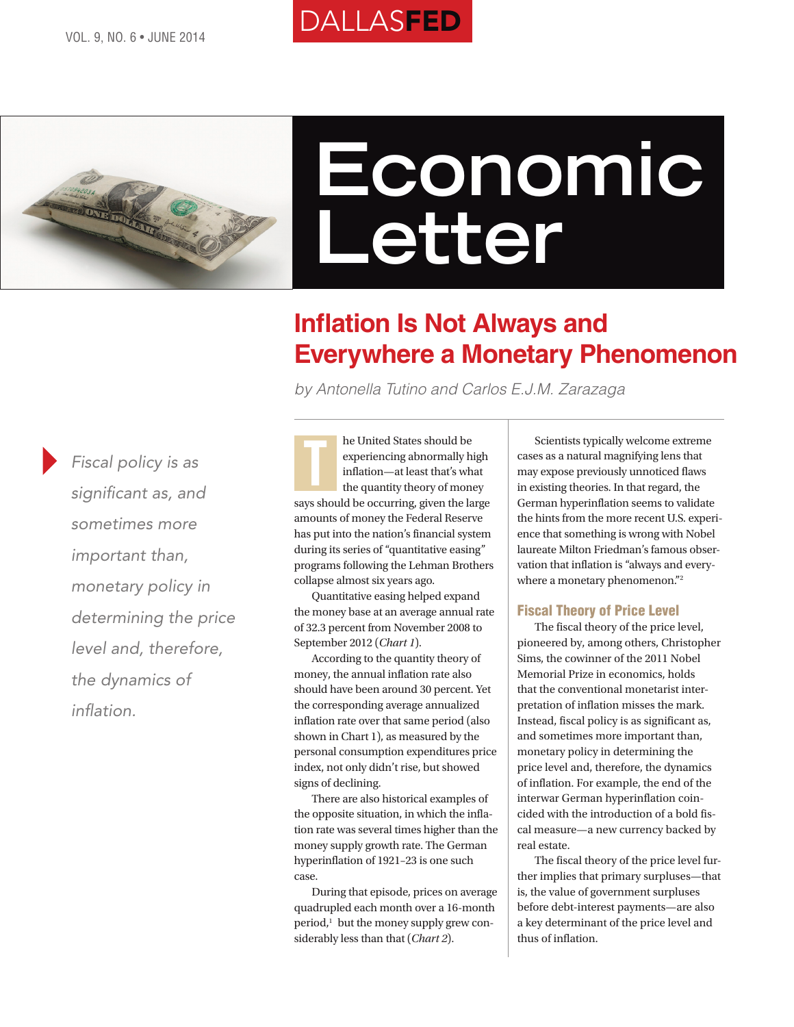# Economic Letter

# Inflation Is Not Always and Everywhere a Monetary Phenomenon

*by Antonella Tutino and Carlos E.J.M. Zarazaga*

> *Fiscal policy is as significant as, and sometimes more important than, monetary policy in determining the price level and, therefore, the dynamics of inflation.*

The United States should be experiencing abnormally high inflation—at least that's what the quantity theory of money says should be occurring, given the large amounts of money the Federal Reserve has put into the nation's financial system during its series of "quantitative easing" programs following the Lehman Brothers collapse almost six years ago.

Quantitative easing helped expand the money base at an average annual rate of 32.3 percent from November 2008 to September 2012 (*Chart 1*).

According to the quantity theory of money, the annual inflation rate also should have been around 30 percent. Yet the corresponding average annualized inflation rate over that same period (also shown in Chart 1), as measured by the personal consumption expenditures price index, not only didn't rise, but showed signs of declining.

There are also historical examples of the opposite situation, in which the inflation rate was several times higher than the money supply growth rate. The German hyperinflation of 1921–23 is one such case.

During that episode, prices on average quadrupled each month over a 16-month period,[1] but the money supply grew considerably less than that (*Chart 2*).

Scientists typically welcome extreme cases as a natural magnifying lens that may expose previously unnoticed flaws in existing theories. In that regard, the German hyperinflation seems to validate the hints from the more recent U.S. experience that something is wrong with Nobel laureate Milton Friedman's famous observation that inflation is "always and everywhere a monetary phenomenon."[2]

## Fiscal Theory of Price Level

The fiscal theory of the price level, pioneered by, among others, Christopher Sims, the cowinner of the 2011 Nobel Memorial Prize in economics, holds that the conventional monetarist interpretation of inflation misses the mark. Instead, fiscal policy is as significant as, and sometimes more important than, monetary policy in determining the price level and, therefore, the dynamics of inflation. For example, the end of the interwar German hyperinflation coincided with the introduction of a bold fiscal measure—a new currency backed by real estate.

The fiscal theory of the price level further implies that primary surpluses—that is, the value of government surpluses before debt-interest payments—are also a key determinant of the price level and thus of inflation.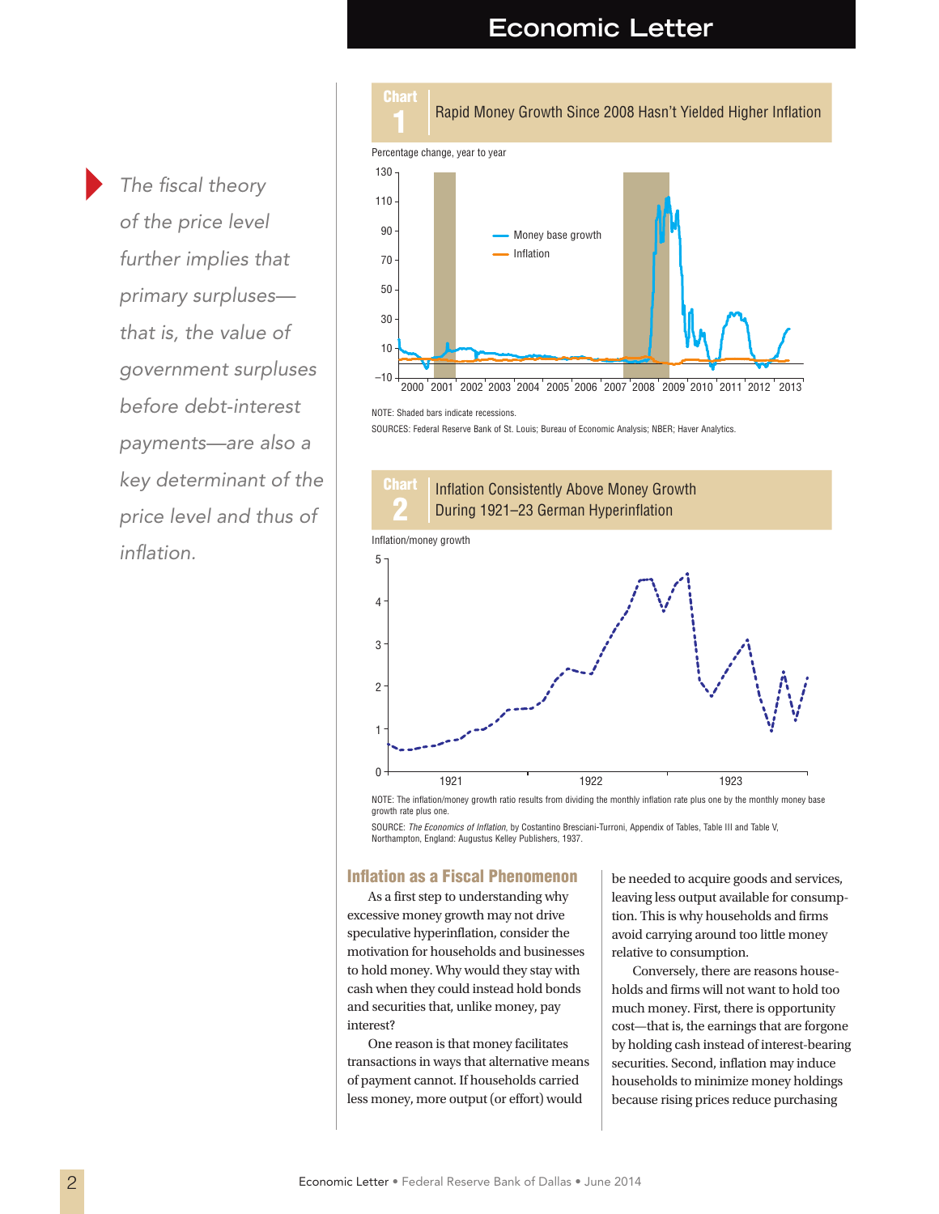*The fiscal theory of the price level further implies that primary surpluses—that is, the value of government surpluses before debt-interest payments—are also a key determinant of the price level and thus of inflation.*

**Chart 1** Rapid Money Growth Since 2008 Hasn't Yielded Higher Inflation

Percentage change, year to year

NOTE: Shaded bars indicate recessions.

SOURCES: Federal Reserve Bank of St. Louis; Bureau of Economic Analysis; NBER; Haver Analytics.

**Chart 2** Inflation Consistently Above Money Growth During 1921–23 German Hyperinflation

Inflation/money growth

NOTE: The inflation/money growth ratio results from dividing the monthly inflation rate plus one by the monthly money base growth rate plus one.

SOURCE: *The Economics of Inflation*, by Costantino Bresciani-Turroni, Appendix of Tables, Table III and Table V, Northampton, England: Augustus Kelley Publishers, 1937.

## Inflation as a Fiscal Phenomenon

As a first step to understanding why excessive money growth may not drive speculative hyperinflation, consider the motivation for households and businesses to hold money. Why would they stay with cash when they could instead hold bonds and securities that, unlike money, pay interest?

One reason is that money facilitates transactions in ways that alternative means of payment cannot. If households carried less money, more output (or effort) would be needed to acquire goods and services, leaving less output available for consumption. This is why households and firms avoid carrying around too little money relative to consumption.

Conversely, there are reasons households and firms will not want to hold too much money. First, there is opportunity cost—that is, the earnings that are forgone by holding cash instead of interest-bearing securities. Second, inflation may induce households to minimize money holdings because rising prices reduce purchasing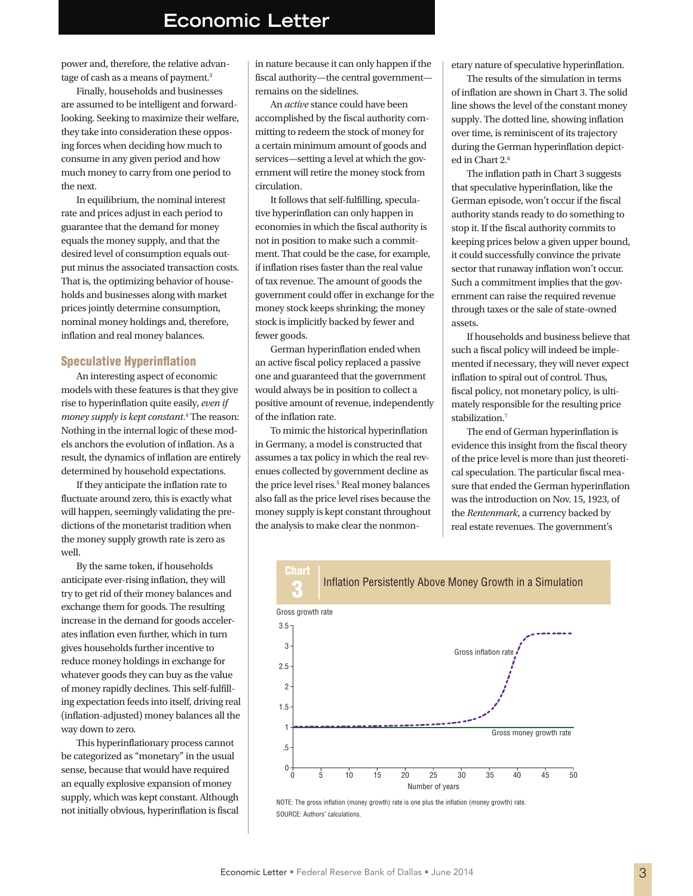power and, therefore, the relative advantage of cash as a means of payment.[3]

Finally, households and businesses are assumed to be intelligent and forward-looking. Seeking to maximize their welfare, they take into consideration these opposing forces when deciding how much to consume in any given period and how much money to carry from one period to the next.

In equilibrium, the nominal interest rate and prices adjust in each period to guarantee that the demand for money equals the money supply, and that the desired level of consumption equals output minus the associated transaction costs. That is, the optimizing behavior of households and businesses along with market prices jointly determine consumption, nominal money holdings and, therefore, inflation and real money balances.

## Speculative Hyperinflation

An interesting aspect of economic models with these features is that they give rise to hyperinflation quite easily, *even if money supply is kept constant.*[4] The reason: Nothing in the internal logic of these models anchors the evolution of inflation. As a result, the dynamics of inflation are entirely determined by household expectations.

If they anticipate the inflation rate to fluctuate around zero, this is exactly what will happen, seemingly validating the predictions of the monetarist tradition when the money supply growth rate is zero as well.

By the same token, if households anticipate ever-rising inflation, they will try to get rid of their money balances and exchange them for goods. The resulting increase in the demand for goods accelerates inflation even further, which in turn gives households further incentive to reduce money holdings in exchange for whatever goods they can buy as the value of money rapidly declines. This self-fulfilling expectation feeds into itself, driving real (inflation-adjusted) money balances all the way down to zero.

This hyperinflationary process cannot be categorized as "monetary" in the usual sense, because that would have required an equally explosive expansion of money supply, which was kept constant. Although not initially obvious, hyperinflation is fiscal in nature because it can only happen if the fiscal authority—the central government—remains on the sidelines.

An *active* stance could have been accomplished by the fiscal authority committing to redeem the stock of money for a certain minimum amount of goods and services—setting a level at which the government will retire the money stock from circulation.

It follows that self-fulfilling, speculative hyperinflation can only happen in economies in which the fiscal authority is not in position to make such a commitment. That could be the case, for example, if inflation rises faster than the real value of tax revenue. The amount of goods the government could offer in exchange for the money stock keeps shrinking; the money stock is implicitly backed by fewer and fewer goods.

German hyperinflation ended when an active fiscal policy replaced a passive one and guaranteed that the government would always be in position to collect a positive amount of revenue, independently of the inflation rate.

To mimic the historical hyperinflation in Germany, a model is constructed that assumes a tax policy in which the real revenues collected by government decline as the price level rises.[5] Real money balances also fall as the price level rises because the money supply is kept constant throughout the analysis to make clear the nonmonetary nature of speculative hyperinflation.

The results of the simulation in terms of inflation are shown in Chart 3. The solid line shows the level of the constant money supply. The dotted line, showing inflation over time, is reminiscent of its trajectory during the German hyperinflation depicted in Chart 2.[6]

The inflation path in Chart 3 suggests that speculative hyperinflation, like the German episode, won't occur if the fiscal authority stands ready to do something to stop it. If the fiscal authority commits to keeping prices below a given upper bound, it could successfully convince the private sector that runaway inflation won't occur. Such a commitment implies that the government can raise the required revenue through taxes or the sale of state-owned assets.

If households and business believe that such a fiscal policy will indeed be implemented if necessary, they will never expect inflation to spiral out of control. Thus, fiscal policy, not monetary policy, is ultimately responsible for the resulting price stabilization.[7]

The end of German hyperinflation is evidence this insight from the fiscal theory of the price level is more than just theoretical speculation. The particular fiscal measure that ended the German hyperinflation was the introduction on Nov. 15, 1923, of the *Rentenmark*, a currency backed by real estate revenues. The government's

**Chart 3** Inflation Persistently Above Money Growth in a Simulation

Gross growth rate

[Chart: Gross inflation rate (dotted line) stays near 1 until about year 30, then rises sharply to about 3.3 by year 42 and remains flat; Gross money growth rate (solid line) constant at 1 over 0–50 years. Y-axis 0 to 3.5; x-axis: Number of years, 0 to 50.]

NOTE: The gross inflation (money growth) rate is one plus the inflation (money growth) rate.

SOURCE: Authors' calculations.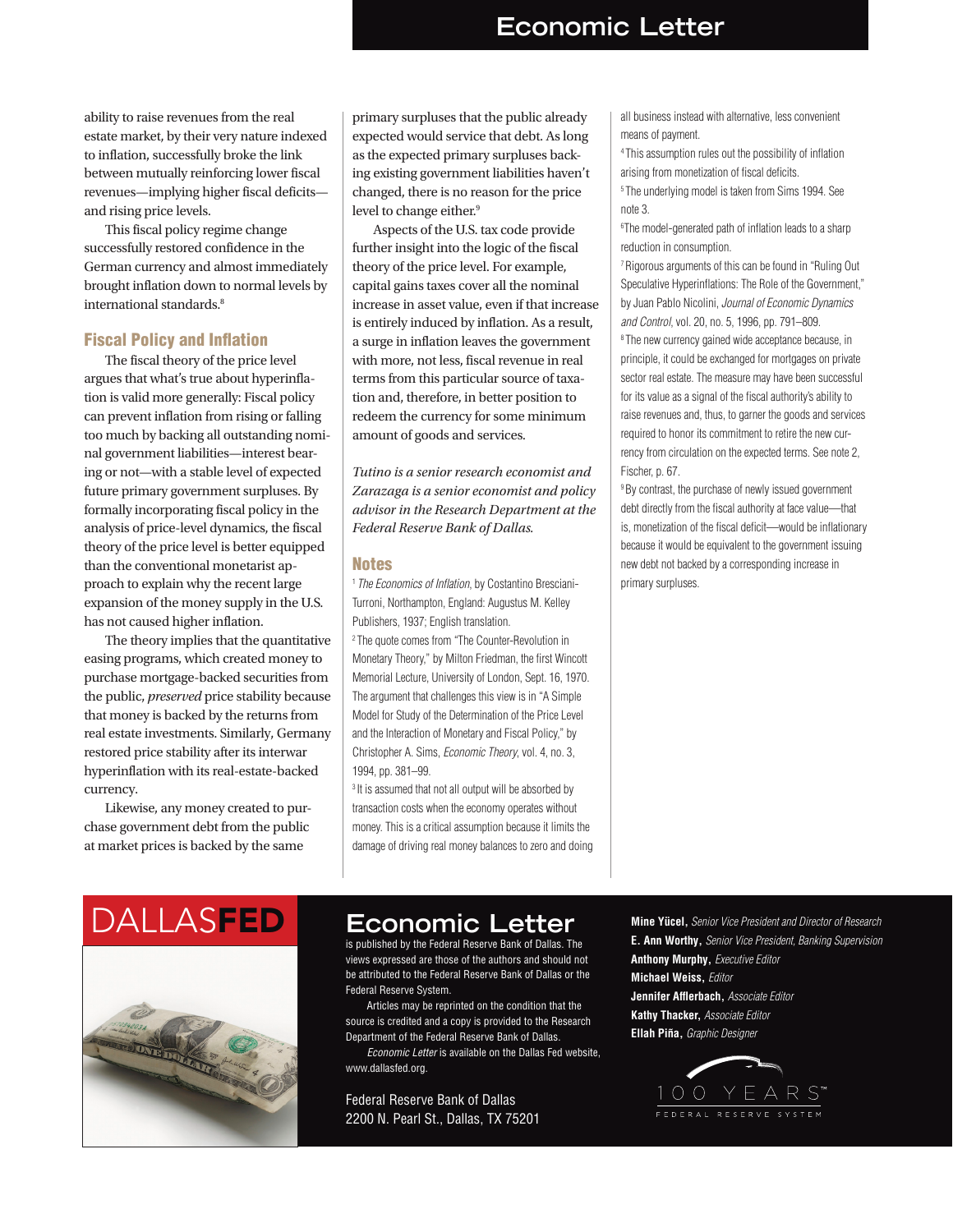ability to raise revenues from the real estate market, by their very nature indexed to inflation, successfully broke the link between mutually reinforcing lower fiscal revenues—implying higher fiscal deficits—and rising price levels.

This fiscal policy regime change successfully restored confidence in the German currency and almost immediately brought inflation down to normal levels by international standards.[8]

## Fiscal Policy and Inflation

The fiscal theory of the price level argues that what's true about hyperinflation is valid more generally: Fiscal policy can prevent inflation from rising or falling too much by backing all outstanding nominal government liabilities—interest bearing or not—with a stable level of expected future primary government surpluses. By formally incorporating fiscal policy in the analysis of price-level dynamics, the fiscal theory of the price level is better equipped than the conventional monetarist approach to explain why the recent large expansion of the money supply in the U.S. has not caused higher inflation.

The theory implies that the quantitative easing programs, which created money to purchase mortgage-backed securities from the public, *preserved* price stability because that money is backed by the returns from real estate investments. Similarly, Germany restored price stability after its interwar hyperinflation with its real-estate-backed currency.

Likewise, any money created to purchase government debt from the public at market prices is backed by the same primary surpluses that the public already expected would service that debt. As long as the expected primary surpluses backing existing government liabilities haven't changed, there is no reason for the price level to change either.[9]

Aspects of the U.S. tax code provide further insight into the logic of the fiscal theory of the price level. For example, capital gains taxes cover all the nominal increase in asset value, even if that increase is entirely induced by inflation. As a result, a surge in inflation leaves the government with more, not less, fiscal revenue in real terms from this particular source of taxation and, therefore, in better position to redeem the currency for some minimum amount of goods and services.

*Tutino is a senior research economist and Zarazaga is a senior economist and policy advisor in the Research Department at the Federal Reserve Bank of Dallas.*

## Notes

[1] *The Economics of Inflation*, by Costantino Bresciani-Turroni, Northampton, England: Augustus M. Kelley Publishers, 1937; English translation.

[2] The quote comes from "The Counter-Revolution in Monetary Theory," by Milton Friedman, the first Wincott Memorial Lecture, University of London, Sept. 16, 1970. The argument that challenges this view is in "A Simple Model for Study of the Determination of the Price Level and the Interaction of Monetary and Fiscal Policy," by Christopher A. Sims, *Economic Theory*, vol. 4, no. 3, 1994, pp. 381–99.

[3] It is assumed that not all output will be absorbed by transaction costs when the economy operates without money. This is a critical assumption because it limits the damage of driving real money balances to zero and doing all business instead with alternative, less convenient means of payment.

[4] This assumption rules out the possibility of inflation arising from monetization of fiscal deficits.

[5] The underlying model is taken from Sims 1994. See note 3.

[6] The model-generated path of inflation leads to a sharp reduction in consumption.

[7] Rigorous arguments of this can be found in "Ruling Out Speculative Hyperinflations: The Role of the Government," by Juan Pablo Nicolini, *Journal of Economic Dynamics and Control*, vol. 20, no. 5, 1996, pp. 791–809.

[8] The new currency gained wide acceptance because, in principle, it could be exchanged for mortgages on private sector real estate. The measure may have been successful for its value as a signal of the fiscal authority's ability to raise revenues and, thus, to garner the goods and services required to honor its commitment to retire the new currency from circulation on the expected terms. See note 2, Fischer, p. 67.

[9] By contrast, the purchase of newly issued government debt directly from the fiscal authority at face value—that is, monetization of the fiscal deficit—would be inflationary because it would be equivalent to the government issuing new debt not backed by a corresponding increase in primary surpluses.

DALLAS**FED**

## Economic Letter

is published by the Federal Reserve Bank of Dallas. The views expressed are those of the authors and should not be attributed to the Federal Reserve Bank of Dallas or the Federal Reserve System.

Articles may be reprinted on the condition that the source is credited and a copy is provided to the Research Department of the Federal Reserve Bank of Dallas.

*Economic Letter* is available on the Dallas Fed website, www.dallasfed.org.

Federal Reserve Bank of Dallas
2200 N. Pearl St., Dallas, TX 75201

**Mine Yücel,** *Senior Vice President and Director of Research*
**E. Ann Worthy,** *Senior Vice President, Banking Supervision*
**Anthony Murphy,** *Executive Editor*
**Michael Weiss,** *Editor*
**Jennifer Afflerbach,** *Associate Editor*
**Kathy Thacker,** *Associate Editor*
**Ellah Piña,** *Graphic Designer*

100 YEARS™
FEDERAL RESERVE SYSTEM